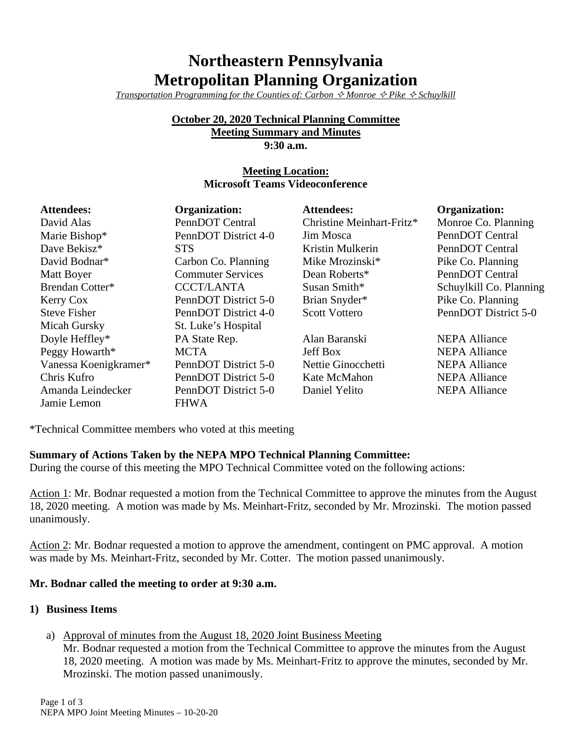# Northeastern Pennsylvania Metropolitan Planning Organization

*Transportation Programming for the Counties of: Carbon ✧ Monroe ✧ Pike ✧ Schuylkill*

**October 20, 2020 Technical Planning Committee**
**Meeting Summary and Minutes**
**9:30 a.m.**

**Meeting Location:**
**Microsoft Teams Videoconference**

| Attendees: | Organization: | Attendees: | Organization: |
|---|---|---|---|
| David Alas | PennDOT Central | Christine Meinhart-Fritz* | Monroe Co. Planning |
| Marie Bishop* | PennDOT District 4-0 | Jim Mosca | PennDOT Central |
| Dave Bekisz* | STS | Kristin Mulkerin | PennDOT Central |
| David Bodnar* | Carbon Co. Planning | Mike Mrozinski* | Pike Co. Planning |
| Matt Boyer | Commuter Services | Dean Roberts* | PennDOT Central |
| Brendan Cotter* | CCCT/LANTA | Susan Smith* | Schuylkill Co. Planning |
| Kerry Cox | PennDOT District 5-0 | Brian Snyder* | Pike Co. Planning |
| Steve Fisher | PennDOT District 4-0 | Scott Vottero | PennDOT District 5-0 |
| Micah Gursky | St. Luke's Hospital | | |
| Doyle Heffley* | PA State Rep. | Alan Baranski | NEPA Alliance |
| Peggy Howarth* | MCTA | Jeff Box | NEPA Alliance |
| Vanessa Koenigkramer* | PennDOT District 5-0 | Nettie Ginocchetti | NEPA Alliance |
| Chris Kufro | PennDOT District 5-0 | Kate McMahon | NEPA Alliance |
| Amanda Leindecker | PennDOT District 5-0 | Daniel Yelito | NEPA Alliance |
| Jamie Lemon | FHWA | | |

*Technical Committee members who voted at this meeting

**Summary of Actions Taken by the NEPA MPO Technical Planning Committee:**
During the course of this meeting the MPO Technical Committee voted on the following actions:

Action 1: Mr. Bodnar requested a motion from the Technical Committee to approve the minutes from the August 18, 2020 meeting. A motion was made by Ms. Meinhart-Fritz, seconded by Mr. Mrozinski. The motion passed unanimously.

Action 2: Mr. Bodnar requested a motion to approve the amendment, contingent on PMC approval. A motion was made by Ms. Meinhart-Fritz, seconded by Mr. Cotter. The motion passed unanimously.

**Mr. Bodnar called the meeting to order at 9:30 a.m.**

**1) Business Items**

a) Approval of minutes from the August 18, 2020 Joint Business Meeting
Mr. Bodnar requested a motion from the Technical Committee to approve the minutes from the August 18, 2020 meeting. A motion was made by Ms. Meinhart-Fritz to approve the minutes, seconded by Mr. Mrozinski. The motion passed unanimously.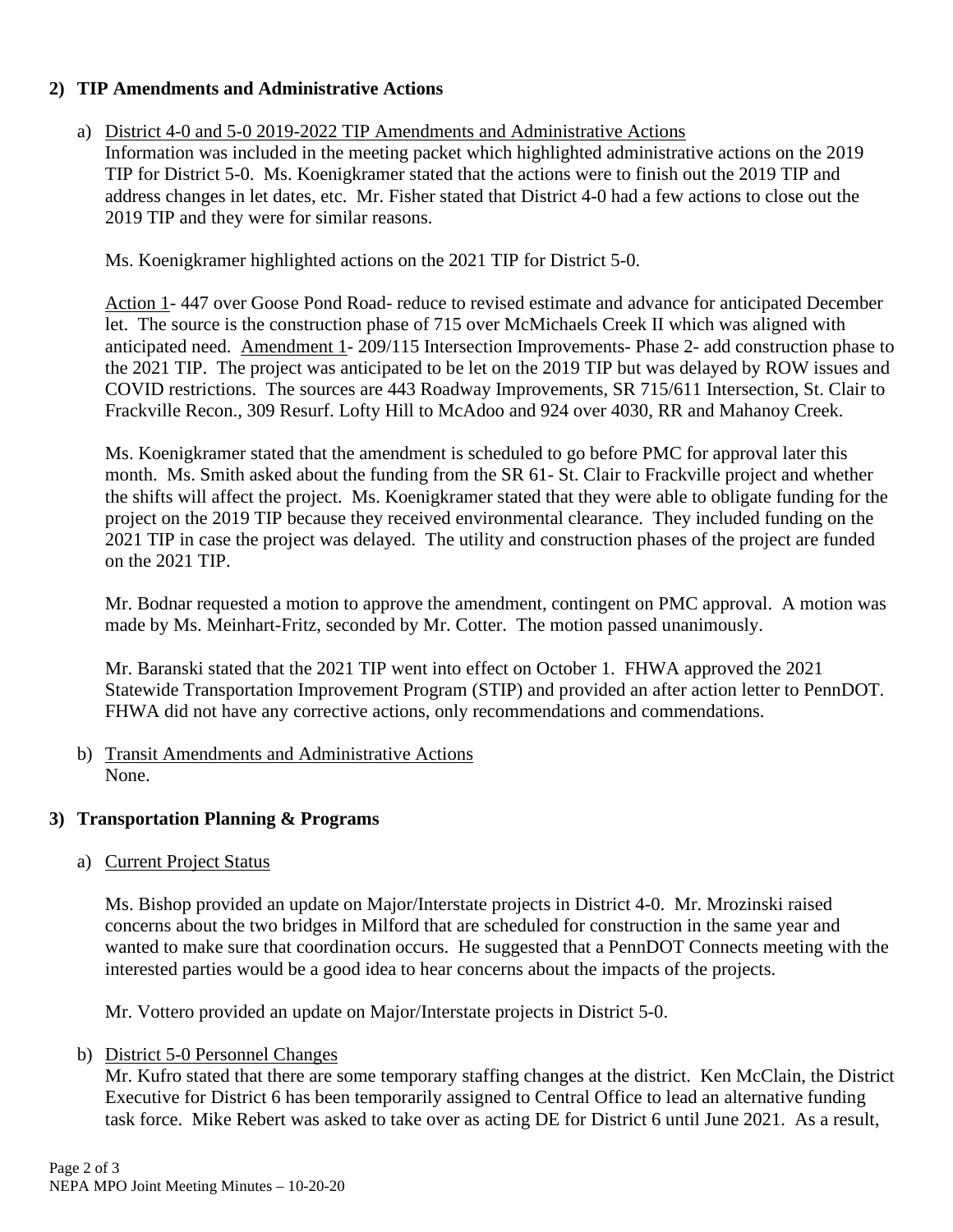## 2) TIP Amendments and Administrative Actions

a) District 4-0 and 5-0 2019-2022 TIP Amendments and Administrative Actions

Information was included in the meeting packet which highlighted administrative actions on the 2019 TIP for District 5-0. Ms. Koenigkramer stated that the actions were to finish out the 2019 TIP and address changes in let dates, etc. Mr. Fisher stated that District 4-0 had a few actions to close out the 2019 TIP and they were for similar reasons.

Ms. Koenigkramer highlighted actions on the 2021 TIP for District 5-0.

Action 1- 447 over Goose Pond Road- reduce to revised estimate and advance for anticipated December let. The source is the construction phase of 715 over McMichaels Creek II which was aligned with anticipated need. Amendment 1- 209/115 Intersection Improvements- Phase 2- add construction phase to the 2021 TIP. The project was anticipated to be let on the 2019 TIP but was delayed by ROW issues and COVID restrictions. The sources are 443 Roadway Improvements, SR 715/611 Intersection, St. Clair to Frackville Recon., 309 Resurf. Lofty Hill to McAdoo and 924 over 4030, RR and Mahanoy Creek.

Ms. Koenigkramer stated that the amendment is scheduled to go before PMC for approval later this month. Ms. Smith asked about the funding from the SR 61- St. Clair to Frackville project and whether the shifts will affect the project. Ms. Koenigkramer stated that they were able to obligate funding for the project on the 2019 TIP because they received environmental clearance. They included funding on the 2021 TIP in case the project was delayed. The utility and construction phases of the project are funded on the 2021 TIP.

Mr. Bodnar requested a motion to approve the amendment, contingent on PMC approval. A motion was made by Ms. Meinhart-Fritz, seconded by Mr. Cotter. The motion passed unanimously.

Mr. Baranski stated that the 2021 TIP went into effect on October 1. FHWA approved the 2021 Statewide Transportation Improvement Program (STIP) and provided an after action letter to PennDOT. FHWA did not have any corrective actions, only recommendations and commendations.

b) Transit Amendments and Administrative Actions

None.

## 3) Transportation Planning & Programs

a) Current Project Status

Ms. Bishop provided an update on Major/Interstate projects in District 4-0. Mr. Mrozinski raised concerns about the two bridges in Milford that are scheduled for construction in the same year and wanted to make sure that coordination occurs. He suggested that a PennDOT Connects meeting with the interested parties would be a good idea to hear concerns about the impacts of the projects.

Mr. Vottero provided an update on Major/Interstate projects in District 5-0.

b) District 5-0 Personnel Changes

Mr. Kufro stated that there are some temporary staffing changes at the district. Ken McClain, the District Executive for District 6 has been temporarily assigned to Central Office to lead an alternative funding task force. Mike Rebert was asked to take over as acting DE for District 6 until June 2021. As a result,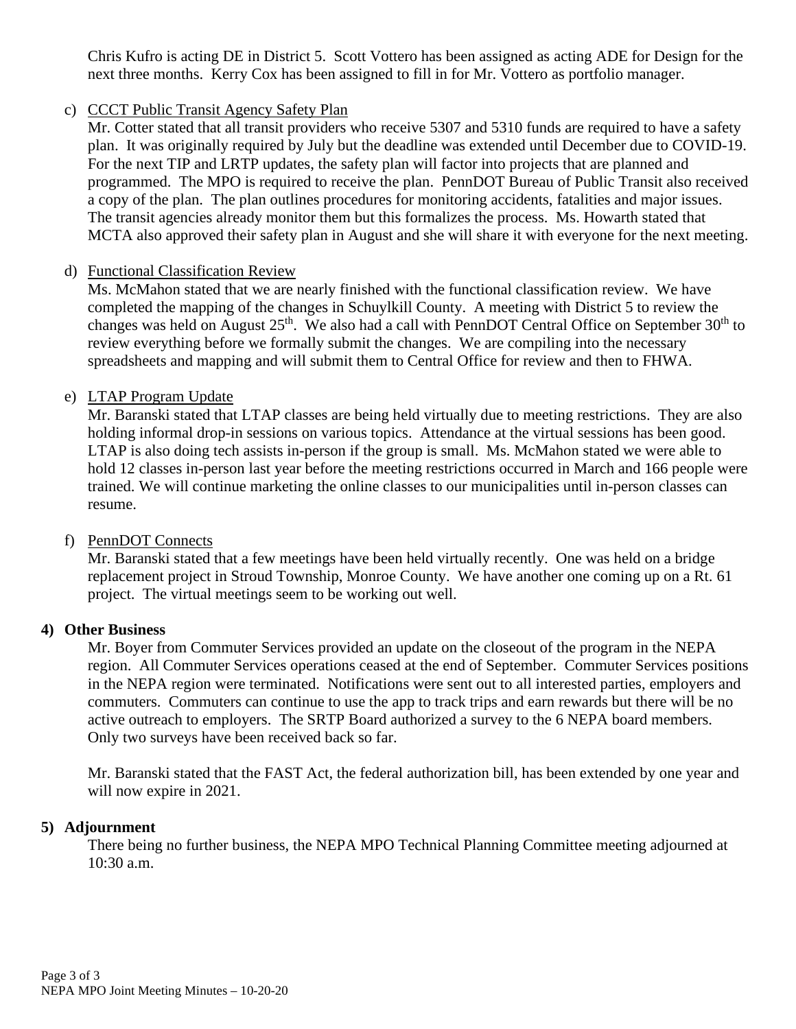Chris Kufro is acting DE in District 5. Scott Vottero has been assigned as acting ADE for Design for the next three months. Kerry Cox has been assigned to fill in for Mr. Vottero as portfolio manager.

c) CCCT Public Transit Agency Safety Plan

Mr. Cotter stated that all transit providers who receive 5307 and 5310 funds are required to have a safety plan. It was originally required by July but the deadline was extended until December due to COVID-19. For the next TIP and LRTP updates, the safety plan will factor into projects that are planned and programmed. The MPO is required to receive the plan. PennDOT Bureau of Public Transit also received a copy of the plan. The plan outlines procedures for monitoring accidents, fatalities and major issues. The transit agencies already monitor them but this formalizes the process. Ms. Howarth stated that MCTA also approved their safety plan in August and she will share it with everyone for the next meeting.

d) Functional Classification Review

Ms. McMahon stated that we are nearly finished with the functional classification review. We have completed the mapping of the changes in Schuylkill County. A meeting with District 5 to review the changes was held on August 25th. We also had a call with PennDOT Central Office on September 30th to review everything before we formally submit the changes. We are compiling into the necessary spreadsheets and mapping and will submit them to Central Office for review and then to FHWA.

e) LTAP Program Update

Mr. Baranski stated that LTAP classes are being held virtually due to meeting restrictions. They are also holding informal drop-in sessions on various topics. Attendance at the virtual sessions has been good. LTAP is also doing tech assists in-person if the group is small. Ms. McMahon stated we were able to hold 12 classes in-person last year before the meeting restrictions occurred in March and 166 people were trained. We will continue marketing the online classes to our municipalities until in-person classes can resume.

f) PennDOT Connects

Mr. Baranski stated that a few meetings have been held virtually recently. One was held on a bridge replacement project in Stroud Township, Monroe County. We have another one coming up on a Rt. 61 project. The virtual meetings seem to be working out well.

**4) Other Business**

Mr. Boyer from Commuter Services provided an update on the closeout of the program in the NEPA region. All Commuter Services operations ceased at the end of September. Commuter Services positions in the NEPA region were terminated. Notifications were sent out to all interested parties, employers and commuters. Commuters can continue to use the app to track trips and earn rewards but there will be no active outreach to employers. The SRTP Board authorized a survey to the 6 NEPA board members. Only two surveys have been received back so far.

Mr. Baranski stated that the FAST Act, the federal authorization bill, has been extended by one year and will now expire in 2021.

**5) Adjournment**

There being no further business, the NEPA MPO Technical Planning Committee meeting adjourned at 10:30 a.m.